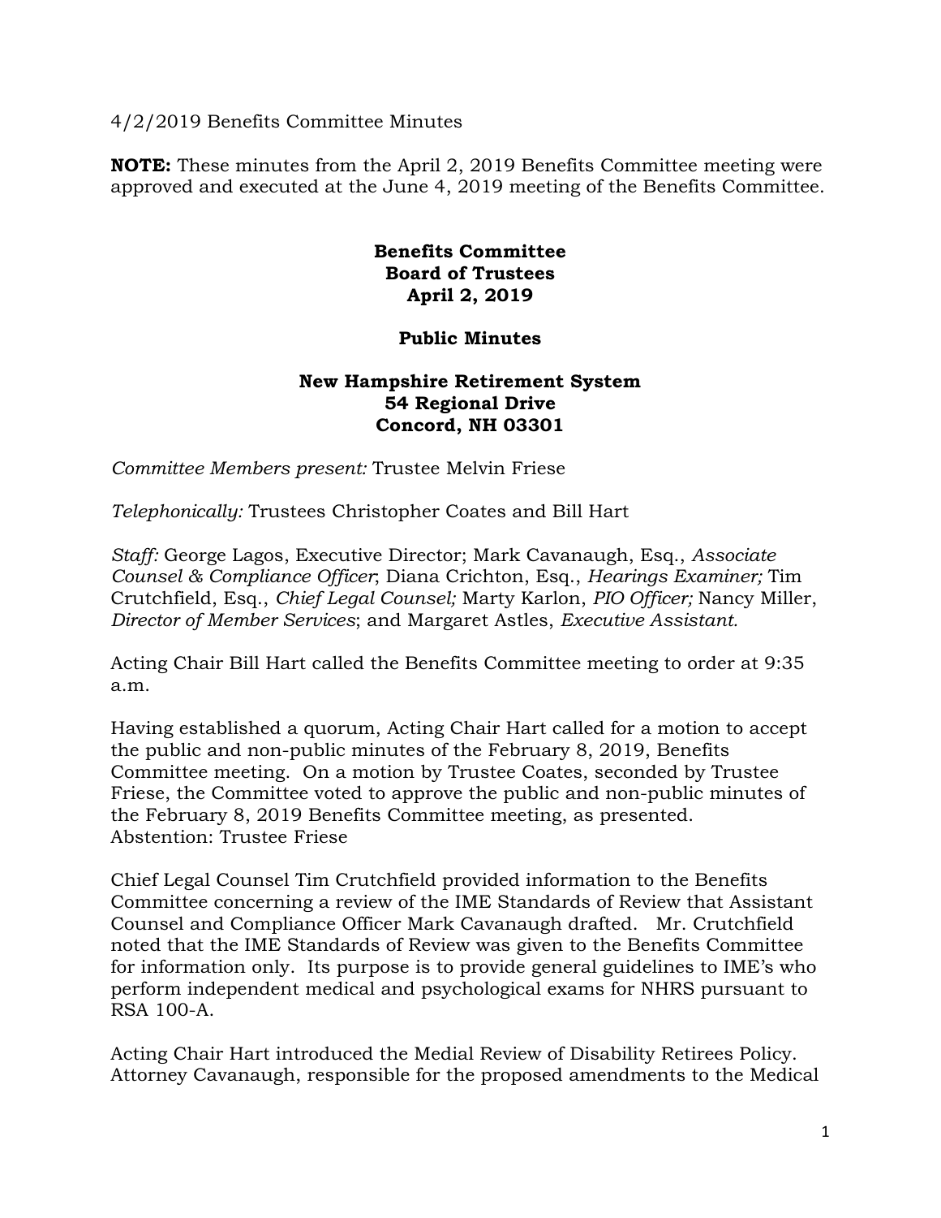4/2/2019 Benefits Committee Minutes

**NOTE:** These minutes from the April 2, 2019 Benefits Committee meeting were approved and executed at the June 4, 2019 meeting of the Benefits Committee.

**Benefits Committee**
**Board of Trustees**
**April 2, 2019**

**Public Minutes**

**New Hampshire Retirement System**
**54 Regional Drive**
**Concord, NH 03301**

*Committee Members present:* Trustee Melvin Friese

*Telephonically:* Trustees Christopher Coates and Bill Hart

*Staff:* George Lagos, Executive Director; Mark Cavanaugh, Esq., *Associate Counsel & Compliance Officer*; Diana Crichton, Esq., *Hearings Examiner;* Tim Crutchfield, Esq., *Chief Legal Counsel;* Marty Karlon, *PIO Officer;* Nancy Miller, *Director of Member Services*; and Margaret Astles, *Executive Assistant.*

Acting Chair Bill Hart called the Benefits Committee meeting to order at 9:35 a.m.

Having established a quorum, Acting Chair Hart called for a motion to accept the public and non-public minutes of the February 8, 2019, Benefits Committee meeting. On a motion by Trustee Coates, seconded by Trustee Friese, the Committee voted to approve the public and non-public minutes of the February 8, 2019 Benefits Committee meeting, as presented. Abstention: Trustee Friese

Chief Legal Counsel Tim Crutchfield provided information to the Benefits Committee concerning a review of the IME Standards of Review that Assistant Counsel and Compliance Officer Mark Cavanaugh drafted. Mr. Crutchfield noted that the IME Standards of Review was given to the Benefits Committee for information only. Its purpose is to provide general guidelines to IME's who perform independent medical and psychological exams for NHRS pursuant to RSA 100-A.

Acting Chair Hart introduced the Medial Review of Disability Retirees Policy. Attorney Cavanaugh, responsible for the proposed amendments to the Medical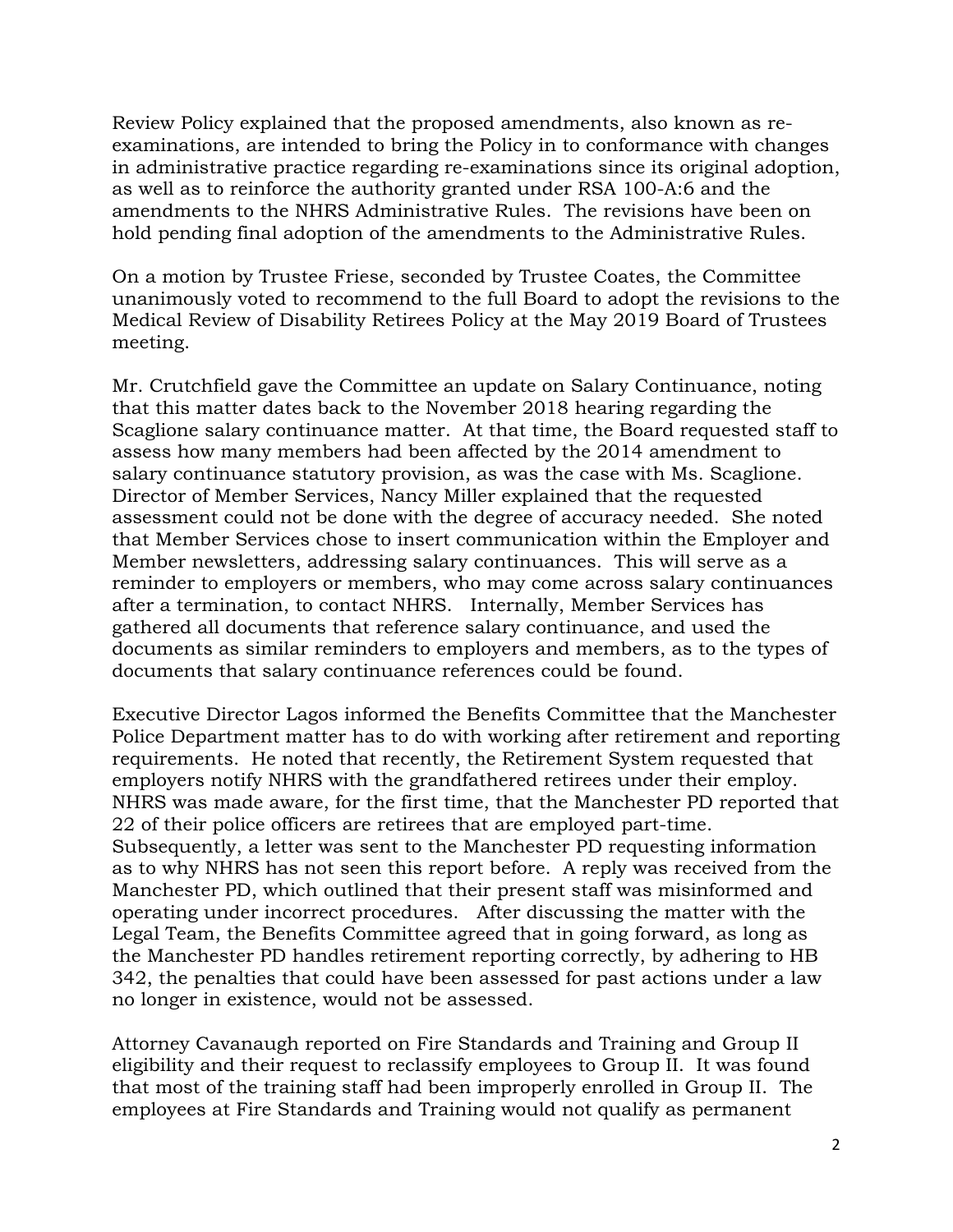Review Policy explained that the proposed amendments, also known as re-examinations, are intended to bring the Policy in to conformance with changes in administrative practice regarding re-examinations since its original adoption, as well as to reinforce the authority granted under RSA 100-A:6 and the amendments to the NHRS Administrative Rules. The revisions have been on hold pending final adoption of the amendments to the Administrative Rules.

On a motion by Trustee Friese, seconded by Trustee Coates, the Committee unanimously voted to recommend to the full Board to adopt the revisions to the Medical Review of Disability Retirees Policy at the May 2019 Board of Trustees meeting.

Mr. Crutchfield gave the Committee an update on Salary Continuance, noting that this matter dates back to the November 2018 hearing regarding the Scaglione salary continuance matter. At that time, the Board requested staff to assess how many members had been affected by the 2014 amendment to salary continuance statutory provision, as was the case with Ms. Scaglione. Director of Member Services, Nancy Miller explained that the requested assessment could not be done with the degree of accuracy needed. She noted that Member Services chose to insert communication within the Employer and Member newsletters, addressing salary continuances. This will serve as a reminder to employers or members, who may come across salary continuances after a termination, to contact NHRS. Internally, Member Services has gathered all documents that reference salary continuance, and used the documents as similar reminders to employers and members, as to the types of documents that salary continuance references could be found.

Executive Director Lagos informed the Benefits Committee that the Manchester Police Department matter has to do with working after retirement and reporting requirements. He noted that recently, the Retirement System requested that employers notify NHRS with the grandfathered retirees under their employ. NHRS was made aware, for the first time, that the Manchester PD reported that 22 of their police officers are retirees that are employed part-time. Subsequently, a letter was sent to the Manchester PD requesting information as to why NHRS has not seen this report before. A reply was received from the Manchester PD, which outlined that their present staff was misinformed and operating under incorrect procedures. After discussing the matter with the Legal Team, the Benefits Committee agreed that in going forward, as long as the Manchester PD handles retirement reporting correctly, by adhering to HB 342, the penalties that could have been assessed for past actions under a law no longer in existence, would not be assessed.

Attorney Cavanaugh reported on Fire Standards and Training and Group II eligibility and their request to reclassify employees to Group II. It was found that most of the training staff had been improperly enrolled in Group II. The employees at Fire Standards and Training would not qualify as permanent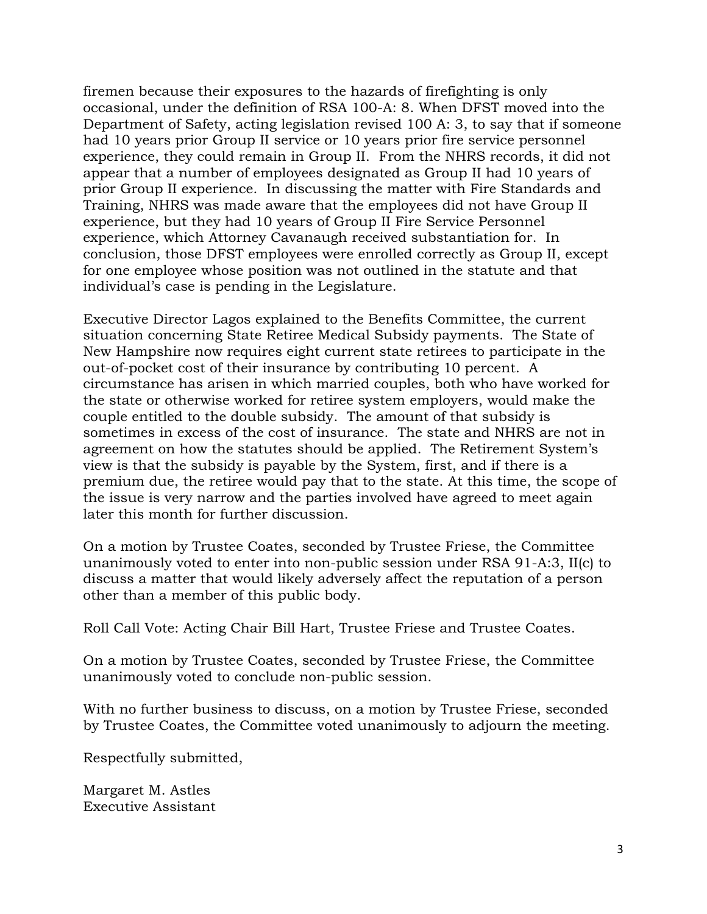firemen because their exposures to the hazards of firefighting is only occasional, under the definition of RSA 100-A: 8. When DFST moved into the Department of Safety, acting legislation revised 100 A: 3, to say that if someone had 10 years prior Group II service or 10 years prior fire service personnel experience, they could remain in Group II. From the NHRS records, it did not appear that a number of employees designated as Group II had 10 years of prior Group II experience. In discussing the matter with Fire Standards and Training, NHRS was made aware that the employees did not have Group II experience, but they had 10 years of Group II Fire Service Personnel experience, which Attorney Cavanaugh received substantiation for. In conclusion, those DFST employees were enrolled correctly as Group II, except for one employee whose position was not outlined in the statute and that individual's case is pending in the Legislature.

Executive Director Lagos explained to the Benefits Committee, the current situation concerning State Retiree Medical Subsidy payments. The State of New Hampshire now requires eight current state retirees to participate in the out-of-pocket cost of their insurance by contributing 10 percent. A circumstance has arisen in which married couples, both who have worked for the state or otherwise worked for retiree system employers, would make the couple entitled to the double subsidy. The amount of that subsidy is sometimes in excess of the cost of insurance. The state and NHRS are not in agreement on how the statutes should be applied. The Retirement System's view is that the subsidy is payable by the System, first, and if there is a premium due, the retiree would pay that to the state. At this time, the scope of the issue is very narrow and the parties involved have agreed to meet again later this month for further discussion.

On a motion by Trustee Coates, seconded by Trustee Friese, the Committee unanimously voted to enter into non-public session under RSA 91-A:3, II(c) to discuss a matter that would likely adversely affect the reputation of a person other than a member of this public body.

Roll Call Vote: Acting Chair Bill Hart, Trustee Friese and Trustee Coates.

On a motion by Trustee Coates, seconded by Trustee Friese, the Committee unanimously voted to conclude non-public session.

With no further business to discuss, on a motion by Trustee Friese, seconded by Trustee Coates, the Committee voted unanimously to adjourn the meeting.

Respectfully submitted,

Margaret M. Astles
Executive Assistant